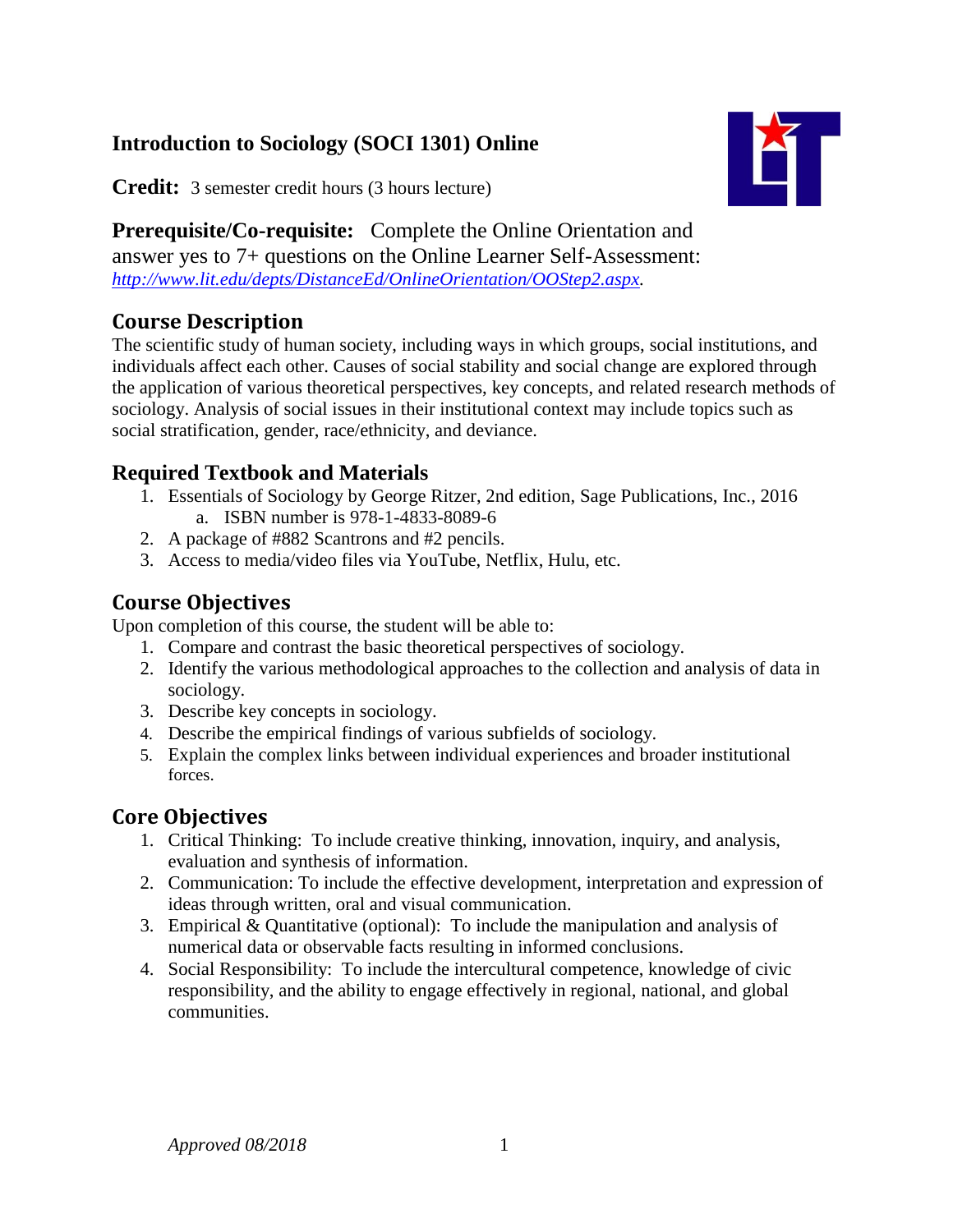# Introduction to Sociology (SOCI 1301) Online

**Credit:** 3 semester credit hours (3 hours lecture)

**Prerequisite/Co-requisite:** Complete the Online Orientation and answer yes to 7+ questions on the Online Learner Self-Assessment: *http://www.lit.edu/depts/DistanceEd/OnlineOrientation/OOStep2.aspx.*

## Course Description

The scientific study of human society, including ways in which groups, social institutions, and individuals affect each other. Causes of social stability and social change are explored through the application of various theoretical perspectives, key concepts, and related research methods of sociology. Analysis of social issues in their institutional context may include topics such as social stratification, gender, race/ethnicity, and deviance.

## Required Textbook and Materials

1. Essentials of Sociology by George Ritzer, 2nd edition, Sage Publications, Inc., 2016
    a. ISBN number is 978-1-4833-8089-6
2. A package of #882 Scantrons and #2 pencils.
3. Access to media/video files via YouTube, Netflix, Hulu, etc.

## Course Objectives

Upon completion of this course, the student will be able to:

1. Compare and contrast the basic theoretical perspectives of sociology.
2. Identify the various methodological approaches to the collection and analysis of data in sociology.
3. Describe key concepts in sociology.
4. Describe the empirical findings of various subfields of sociology.
5. Explain the complex links between individual experiences and broader institutional forces.

## Core Objectives

1. Critical Thinking: To include creative thinking, innovation, inquiry, and analysis, evaluation and synthesis of information.
2. Communication: To include the effective development, interpretation and expression of ideas through written, oral and visual communication.
3. Empirical & Quantitative (optional): To include the manipulation and analysis of numerical data or observable facts resulting in informed conclusions.
4. Social Responsibility: To include the intercultural competence, knowledge of civic responsibility, and the ability to engage effectively in regional, national, and global communities.

*Approved 08/2018*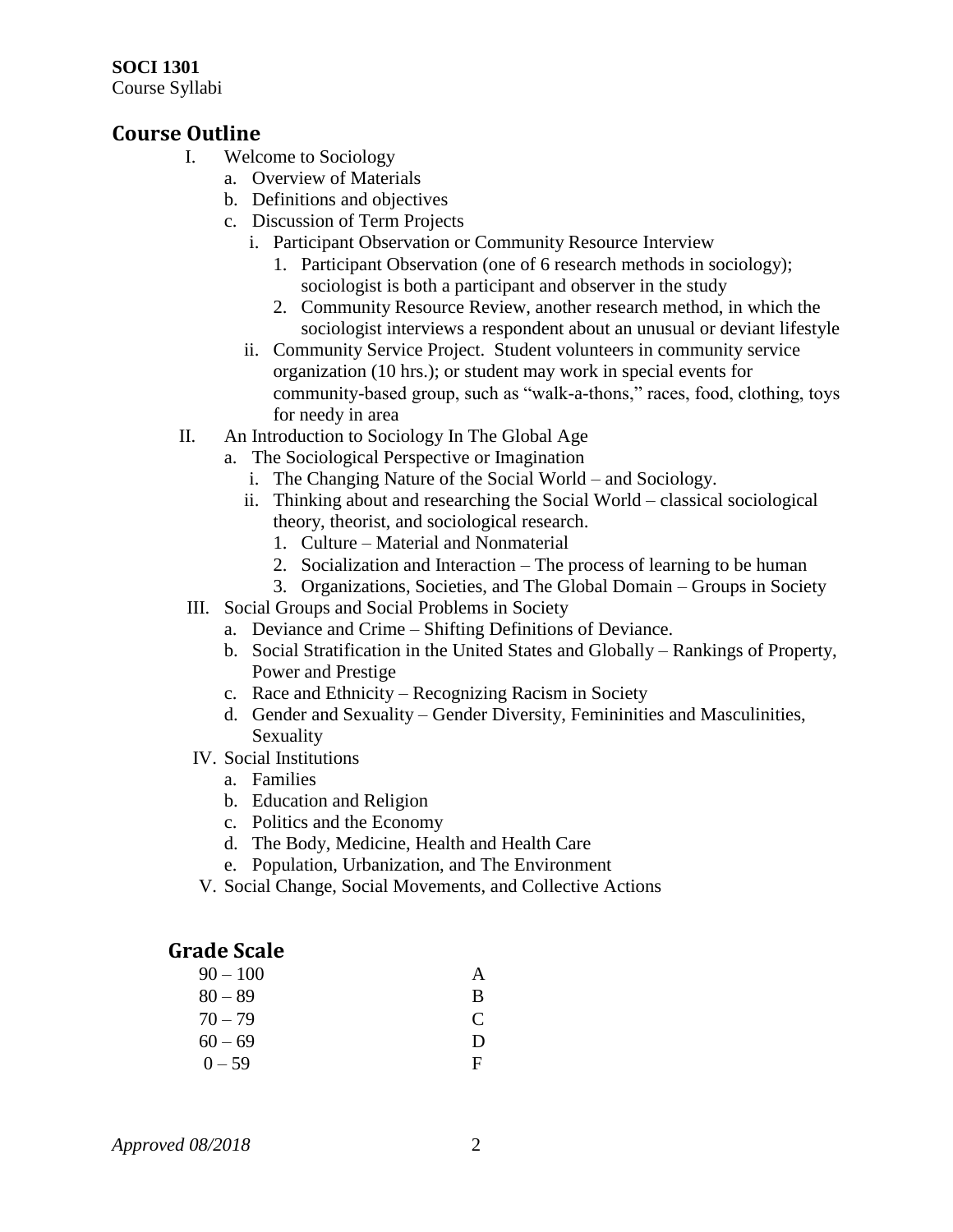## Course Outline

I. Welcome to Sociology
   a. Overview of Materials
   b. Definitions and objectives
   c. Discussion of Term Projects
      i. Participant Observation or Community Resource Interview
         1. Participant Observation (one of 6 research methods in sociology); sociologist is both a participant and observer in the study
         2. Community Resource Review, another research method, in which the sociologist interviews a respondent about an unusual or deviant lifestyle
      ii. Community Service Project. Student volunteers in community service organization (10 hrs.); or student may work in special events for community-based group, such as "walk-a-thons," races, food, clothing, toys for needy in area

II. An Introduction to Sociology In The Global Age
   a. The Sociological Perspective or Imagination
      i. The Changing Nature of the Social World – and Sociology.
      ii. Thinking about and researching the Social World – classical sociological theory, theorist, and sociological research.
         1. Culture – Material and Nonmaterial
         2. Socialization and Interaction – The process of learning to be human
         3. Organizations, Societies, and The Global Domain – Groups in Society

III. Social Groups and Social Problems in Society
   a. Deviance and Crime – Shifting Definitions of Deviance.
   b. Social Stratification in the United States and Globally – Rankings of Property, Power and Prestige
   c. Race and Ethnicity – Recognizing Racism in Society
   d. Gender and Sexuality – Gender Diversity, Femininities and Masculinities, Sexuality

IV. Social Institutions
   a. Families
   b. Education and Religion
   c. Politics and the Economy
   d. The Body, Medicine, Health and Health Care
   e. Population, Urbanization, and The Environment

V. Social Change, Social Movements, and Collective Actions

## Grade Scale

| Range | Grade |
|---|---|
| 90 – 100 | A |
| 80 – 89 | B |
| 70 – 79 | C |
| 60 – 69 | D |
| 0 – 59 | F |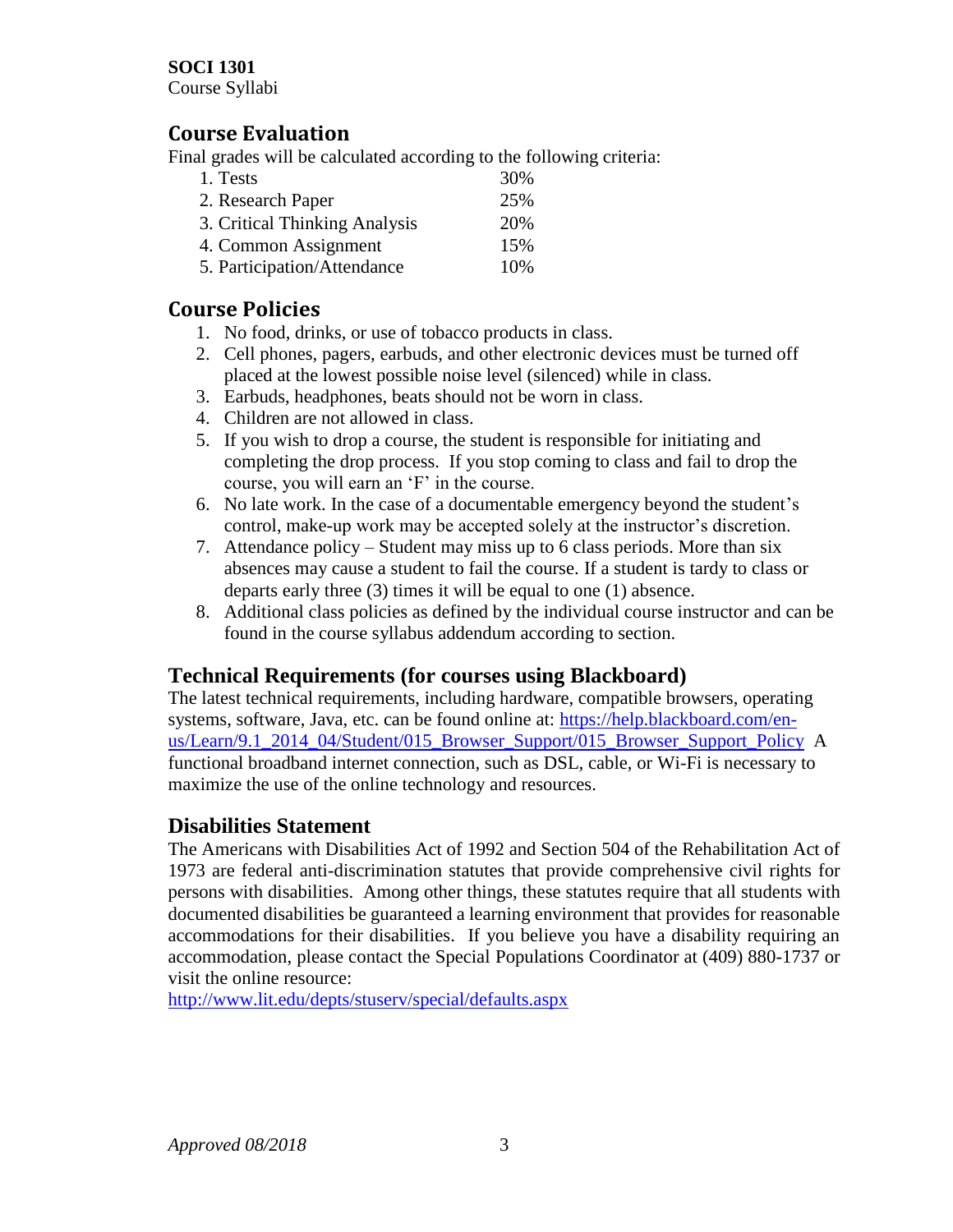**SOCI 1301**
Course Syllabi

## Course Evaluation

Final grades will be calculated according to the following criteria:

| | |
|---|---|
| 1. Tests | 30% |
| 2. Research Paper | 25% |
| 3. Critical Thinking Analysis | 20% |
| 4. Common Assignment | 15% |
| 5. Participation/Attendance | 10% |

## Course Policies

1. No food, drinks, or use of tobacco products in class.
2. Cell phones, pagers, earbuds, and other electronic devices must be turned off placed at the lowest possible noise level (silenced) while in class.
3. Earbuds, headphones, beats should not be worn in class.
4. Children are not allowed in class.
5. If you wish to drop a course, the student is responsible for initiating and completing the drop process. If you stop coming to class and fail to drop the course, you will earn an 'F' in the course.
6. No late work. In the case of a documentable emergency beyond the student's control, make-up work may be accepted solely at the instructor's discretion.
7. Attendance policy – Student may miss up to 6 class periods. More than six absences may cause a student to fail the course. If a student is tardy to class or departs early three (3) times it will be equal to one (1) absence.
8. Additional class policies as defined by the individual course instructor and can be found in the course syllabus addendum according to section.

## Technical Requirements (for courses using Blackboard)

The latest technical requirements, including hardware, compatible browsers, operating systems, software, Java, etc. can be found online at: https://help.blackboard.com/en-us/Learn/9.1_2014_04/Student/015_Browser_Support/015_Browser_Support_Policy A functional broadband internet connection, such as DSL, cable, or Wi-Fi is necessary to maximize the use of the online technology and resources.

## Disabilities Statement

The Americans with Disabilities Act of 1992 and Section 504 of the Rehabilitation Act of 1973 are federal anti-discrimination statutes that provide comprehensive civil rights for persons with disabilities. Among other things, these statutes require that all students with documented disabilities be guaranteed a learning environment that provides for reasonable accommodations for their disabilities. If you believe you have a disability requiring an accommodation, please contact the Special Populations Coordinator at (409) 880-1737 or visit the online resource:
http://www.lit.edu/depts/stuserv/special/defaults.aspx

*Approved 08/2018*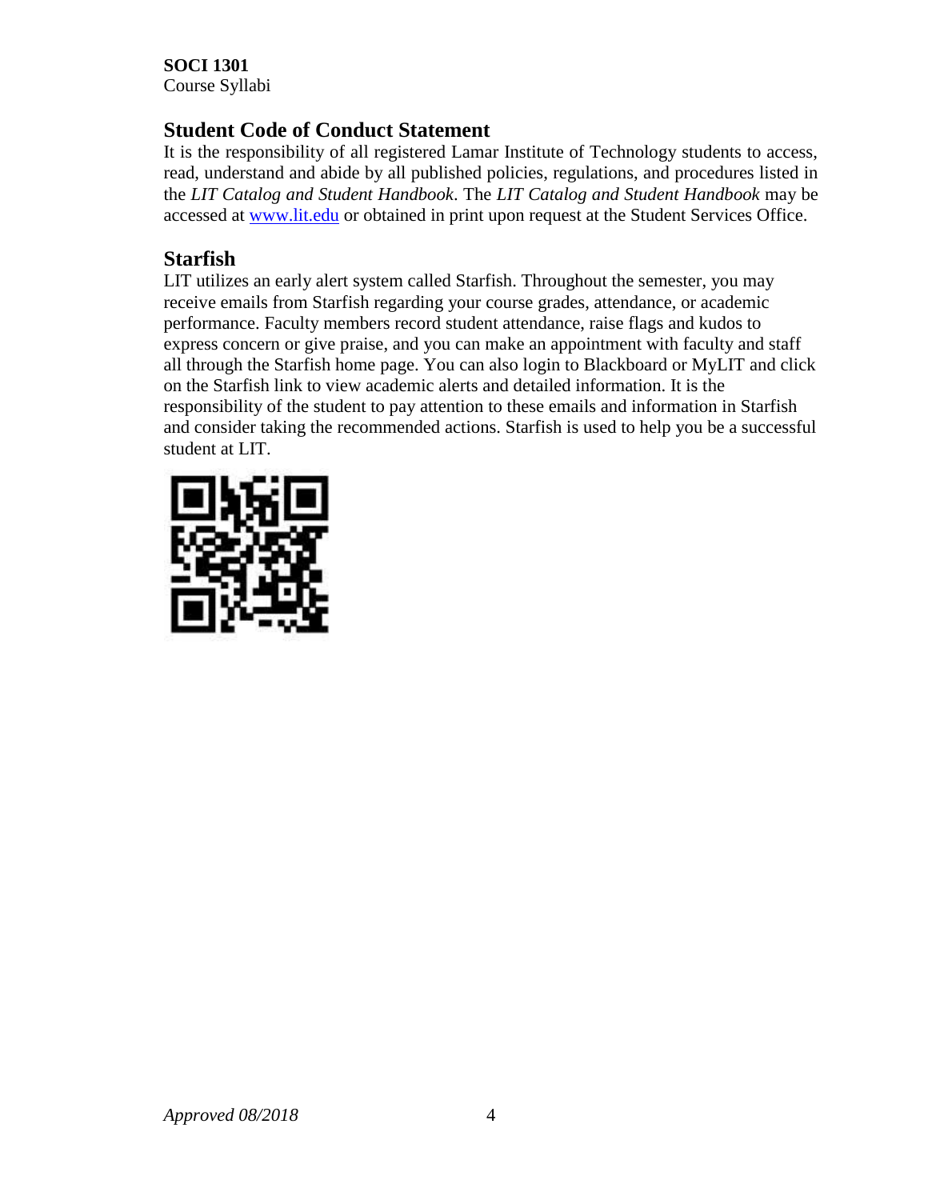## Student Code of Conduct Statement

It is the responsibility of all registered Lamar Institute of Technology students to access, read, understand and abide by all published policies, regulations, and procedures listed in the *LIT Catalog and Student Handbook*. The *LIT Catalog and Student Handbook* may be accessed at [www.lit.edu](www.lit.edu) or obtained in print upon request at the Student Services Office.

## Starfish

LIT utilizes an early alert system called Starfish. Throughout the semester, you may receive emails from Starfish regarding your course grades, attendance, or academic performance. Faculty members record student attendance, raise flags and kudos to express concern or give praise, and you can make an appointment with faculty and staff all through the Starfish home page. You can also login to Blackboard or MyLIT and click on the Starfish link to view academic alerts and detailed information. It is the responsibility of the student to pay attention to these emails and information in Starfish and consider taking the recommended actions. Starfish is used to help you be a successful student at LIT.